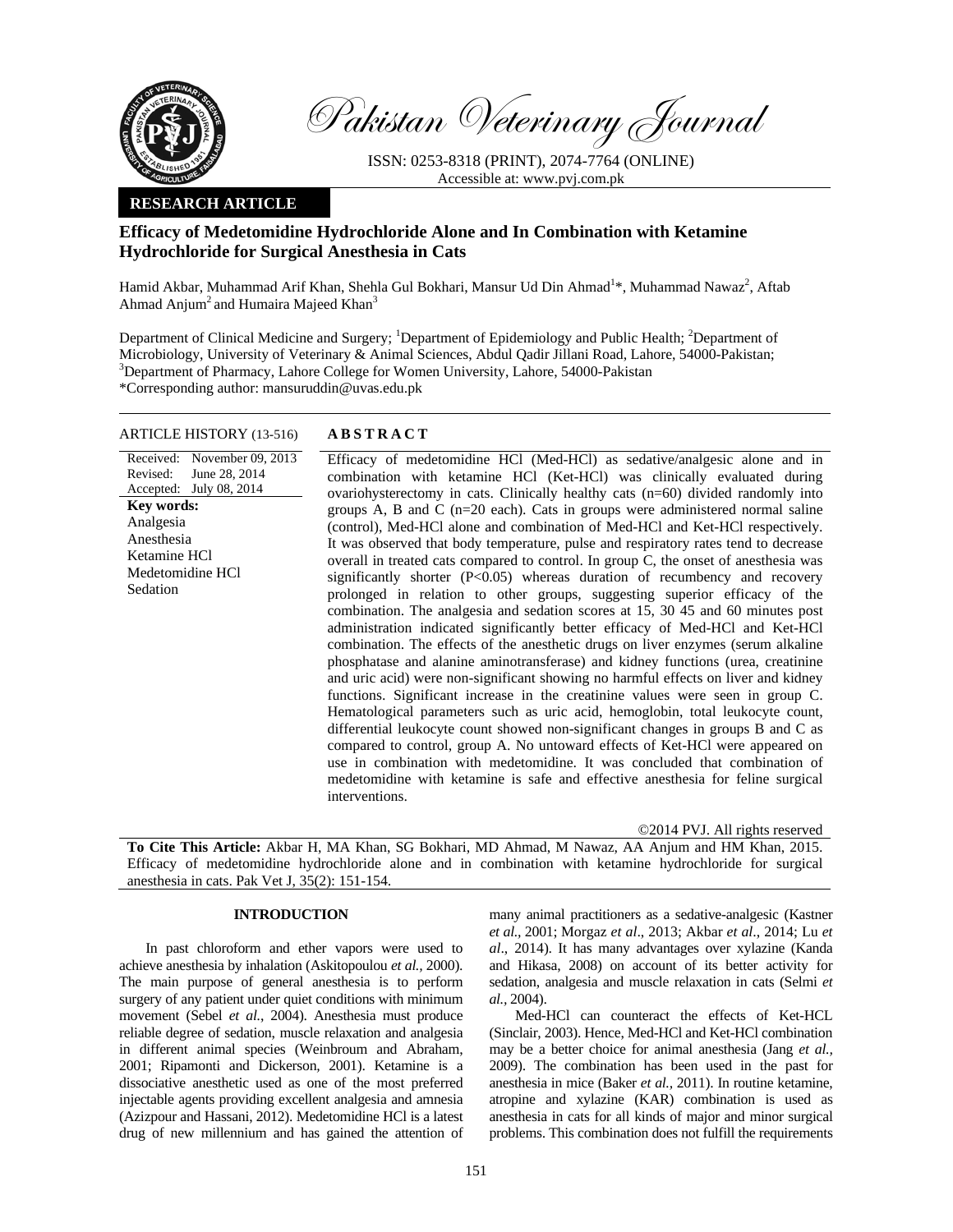Pakistan Veterinary Journal

ISSN: 0253-8318 (PRINT), 2074-7764 (ONLINE)
Accessible at: www.pvj.com.pk

**RESEARCH ARTICLE**

# Efficacy of Medetomidine Hydrochloride Alone and In Combination with Ketamine Hydrochloride for Surgical Anesthesia in Cats

Hamid Akbar, Muhammad Arif Khan, Shehla Gul Bokhari, Mansur Ud Din Ahmad[1]*, Muhammad Nawaz[2], Aftab Ahmad Anjum[2] and Humaira Majeed Khan[3]

Department of Clinical Medicine and Surgery; [1]Department of Epidemiology and Public Health; [2]Department of Microbiology, University of Veterinary & Animal Sciences, Abdul Qadir Jillani Road, Lahore, 54000-Pakistan; [3]Department of Pharmacy, Lahore College for Women University, Lahore, 54000-Pakistan
*Corresponding author: mansuruddin@uvas.edu.pk

**ARTICLE HISTORY** (13-516)

Received: November 09, 2013
Revised: June 28, 2014
Accepted: July 08, 2014

**Key words:**
Analgesia
Anesthesia
Ketamine HCl
Medetomidine HCl
Sedation

## ABSTRACT

Efficacy of medetomidine HCl (Med-HCl) as sedative/analgesic alone and in combination with ketamine HCl (Ket-HCl) was clinically evaluated during ovariohysterectomy in cats. Clinically healthy cats (n=60) divided randomly into groups A, B and C (n=20 each). Cats in groups were administered normal saline (control), Med-HCl alone and combination of Med-HCl and Ket-HCl respectively. It was observed that body temperature, pulse and respiratory rates tend to decrease overall in treated cats compared to control. In group C, the onset of anesthesia was significantly shorter ($P<0.05$) whereas duration of recumbency and recovery prolonged in relation to other groups, suggesting superior efficacy of the combination. The analgesia and sedation scores at 15, 30 45 and 60 minutes post administration indicated significantly better efficacy of Med-HCl and Ket-HCl combination. The effects of the anesthetic drugs on liver enzymes (serum alkaline phosphatase and alanine aminotransferase) and kidney functions (urea, creatinine and uric acid) were non-significant showing no harmful effects on liver and kidney functions. Significant increase in the creatinine values were seen in group C. Hematological parameters such as uric acid, hemoglobin, total leukocyte count, differential leukocyte count showed non-significant changes in groups B and C as compared to control, group A. No untoward effects of Ket-HCl were appeared on use in combination with medetomidine. It was concluded that combination of medetomidine with ketamine is safe and effective anesthesia for feline surgical interventions.

©2014 PVJ. All rights reserved

**To Cite This Article:** Akbar H, MA Khan, SG Bokhari, MD Ahmad, M Nawaz, AA Anjum and HM Khan, 2015. Efficacy of medetomidine hydrochloride alone and in combination with ketamine hydrochloride for surgical anesthesia in cats. Pak Vet J, 35(2): 151-154.

## INTRODUCTION

In past chloroform and ether vapors were used to achieve anesthesia by inhalation (Askitopoulou *et al.,* 2000). The main purpose of general anesthesia is to perform surgery of any patient under quiet conditions with minimum movement (Sebel *et al.*, 2004). Anesthesia must produce reliable degree of sedation, muscle relaxation and analgesia in different animal species (Weinbroum and Abraham, 2001; Ripamonti and Dickerson, 2001). Ketamine is a dissociative anesthetic used as one of the most preferred injectable agents providing excellent analgesia and amnesia (Azizpour and Hassani, 2012). Medetomidine HCl is a latest drug of new millennium and has gained the attention of many animal practitioners as a sedative-analgesic (Kastner *et al.*, 2001; Morgaz *et al*., 2013; Akbar *et al*., 2014; Lu *et al*., 2014). It has many advantages over xylazine (Kanda and Hikasa, 2008) on account of its better activity for sedation, analgesia and muscle relaxation in cats (Selmi *et al.*, 2004).

Med-HCl can counteract the effects of Ket-HCL (Sinclair, 2003). Hence, Med-HCl and Ket-HCl combination may be a better choice for animal anesthesia (Jang *et al.,* 2009). The combination has been used in the past for anesthesia in mice (Baker *et al.*, 2011). In routine ketamine, atropine and xylazine (KAR) combination is used as anesthesia in cats for all kinds of major and minor surgical problems. This combination does not fulfill the requirements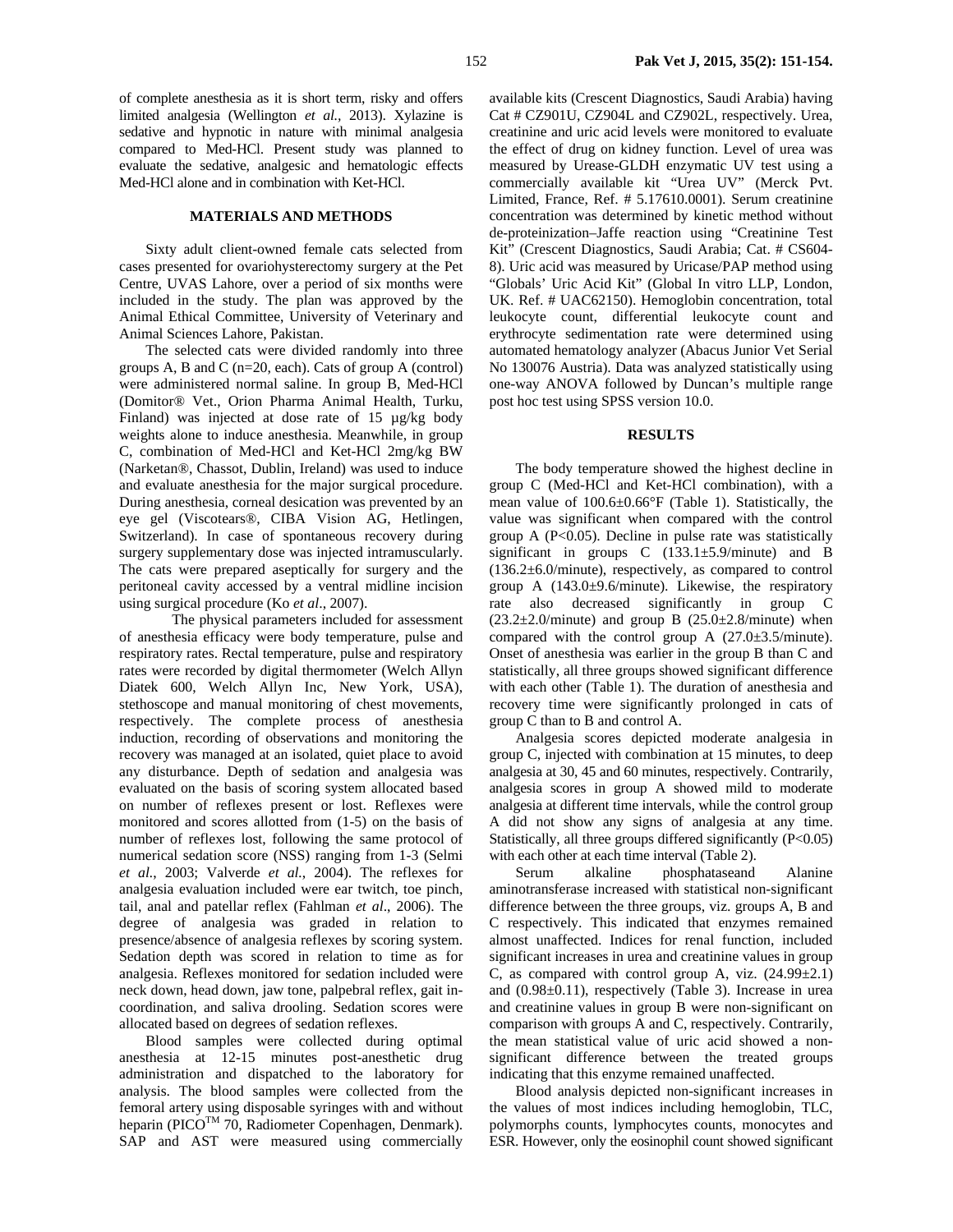of complete anesthesia as it is short term, risky and offers limited analgesia (Wellington *et al.*, 2013). Xylazine is sedative and hypnotic in nature with minimal analgesia compared to Med-HCl. Present study was planned to evaluate the sedative, analgesic and hematologic effects Med-HCl alone and in combination with Ket-HCl.

## MATERIALS AND METHODS

Sixty adult client-owned female cats selected from cases presented for ovariohysterectomy surgery at the Pet Centre, UVAS Lahore, over a period of six months were included in the study. The plan was approved by the Animal Ethical Committee, University of Veterinary and Animal Sciences Lahore, Pakistan.

The selected cats were divided randomly into three groups A, B and C (n=20, each). Cats of group A (control) were administered normal saline. In group B, Med-HCl (Domitor® Vet., Orion Pharma Animal Health, Turku, Finland) was injected at dose rate of 15 µg/kg body weights alone to induce anesthesia. Meanwhile, in group C, combination of Med-HCl and Ket-HCl 2mg/kg BW (Narketan®, Chassot, Dublin, Ireland) was used to induce and evaluate anesthesia for the major surgical procedure. During anesthesia, corneal desication was prevented by an eye gel (Viscotears®, CIBA Vision AG, Hetlingen, Switzerland). In case of spontaneous recovery during surgery supplementary dose was injected intramuscularly. The cats were prepared aseptically for surgery and the peritoneal cavity accessed by a ventral midline incision using surgical procedure (Ko *et al*., 2007).

The physical parameters included for assessment of anesthesia efficacy were body temperature, pulse and respiratory rates. Rectal temperature, pulse and respiratory rates were recorded by digital thermometer (Welch Allyn Diatek 600, Welch Allyn Inc, New York, USA), stethoscope and manual monitoring of chest movements, respectively. The complete process of anesthesia induction, recording of observations and monitoring the recovery was managed at an isolated, quiet place to avoid any disturbance. Depth of sedation and analgesia was evaluated on the basis of scoring system allocated based on number of reflexes present or lost. Reflexes were monitored and scores allotted from (1-5) on the basis of number of reflexes lost, following the same protocol of numerical sedation score (NSS) ranging from 1-3 (Selmi *et al.*, 2003; Valverde *et al.*, 2004). The reflexes for analgesia evaluation included were ear twitch, toe pinch, tail, anal and patellar reflex (Fahlman *et al*., 2006). The degree of analgesia was graded in relation to presence/absence of analgesia reflexes by scoring system. Sedation depth was scored in relation to time as for analgesia. Reflexes monitored for sedation included were neck down, head down, jaw tone, palpebral reflex, gait in-coordination, and saliva drooling. Sedation scores were allocated based on degrees of sedation reflexes.

Blood samples were collected during optimal anesthesia at 12-15 minutes post-anesthetic drug administration and dispatched to the laboratory for analysis. The blood samples were collected from the femoral artery using disposable syringes with and without heparin (PICO™ 70, Radiometer Copenhagen, Denmark). SAP and AST were measured using commercially available kits (Crescent Diagnostics, Saudi Arabia) having Cat # CZ901U, CZ904L and CZ902L, respectively. Urea, creatinine and uric acid levels were monitored to evaluate the effect of drug on kidney function. Level of urea was measured by Urease-GLDH enzymatic UV test using a commercially available kit "Urea UV" (Merck Pvt. Limited, France, Ref. # 5.17610.0001). Serum creatinine concentration was determined by kinetic method without de-proteinization–Jaffe reaction using "Creatinine Test Kit" (Crescent Diagnostics, Saudi Arabia; Cat. # CS604-8). Uric acid was measured by Uricase/PAP method using "Globals' Uric Acid Kit" (Global In vitro LLP, London, UK. Ref. # UAC62150). Hemoglobin concentration, total leukocyte count, differential leukocyte count and erythrocyte sedimentation rate were determined using automated hematology analyzer (Abacus Junior Vet Serial No 130076 Austria). Data was analyzed statistically using one-way ANOVA followed by Duncan's multiple range post hoc test using SPSS version 10.0.

## RESULTS

The body temperature showed the highest decline in group C (Med-HCl and Ket-HCl combination), with a mean value of 100.6±0.66°F (Table 1). Statistically, the value was significant when compared with the control group A ($P<0.05$). Decline in pulse rate was statistically significant in groups C (133.1±5.9/minute) and B (136.2±6.0/minute), respectively, as compared to control group A (143.0±9.6/minute). Likewise, the respiratory rate also decreased significantly in group C (23.2±2.0/minute) and group B (25.0±2.8/minute) when compared with the control group A (27.0±3.5/minute). Onset of anesthesia was earlier in the group B than C and statistically, all three groups showed significant difference with each other (Table 1). The duration of anesthesia and recovery time were significantly prolonged in cats of group C than to B and control A.

Analgesia scores depicted moderate analgesia in group C, injected with combination at 15 minutes, to deep analgesia at 30, 45 and 60 minutes, respectively. Contrarily, analgesia scores in group A showed mild to moderate analgesia at different time intervals, while the control group A did not show any signs of analgesia at any time. Statistically, all three groups differed significantly ($P<0.05$) with each other at each time interval (Table 2).

Serum alkaline phosphataseand Alanine aminotransferase increased with statistical non-significant difference between the three groups, viz. groups A, B and C respectively. This indicated that enzymes remained almost unaffected. Indices for renal function, included significant increases in urea and creatinine values in group C, as compared with control group A, viz. (24.99±2.1) and (0.98±0.11), respectively (Table 3). Increase in urea and creatinine values in group B were non-significant on comparison with groups A and C, respectively. Contrarily, the mean statistical value of uric acid showed a non-significant difference between the treated groups indicating that this enzyme remained unaffected.

Blood analysis depicted non-significant increases in the values of most indices including hemoglobin, TLC, polymorphs counts, lymphocytes counts, monocytes and ESR. However, only the eosinophil count showed significant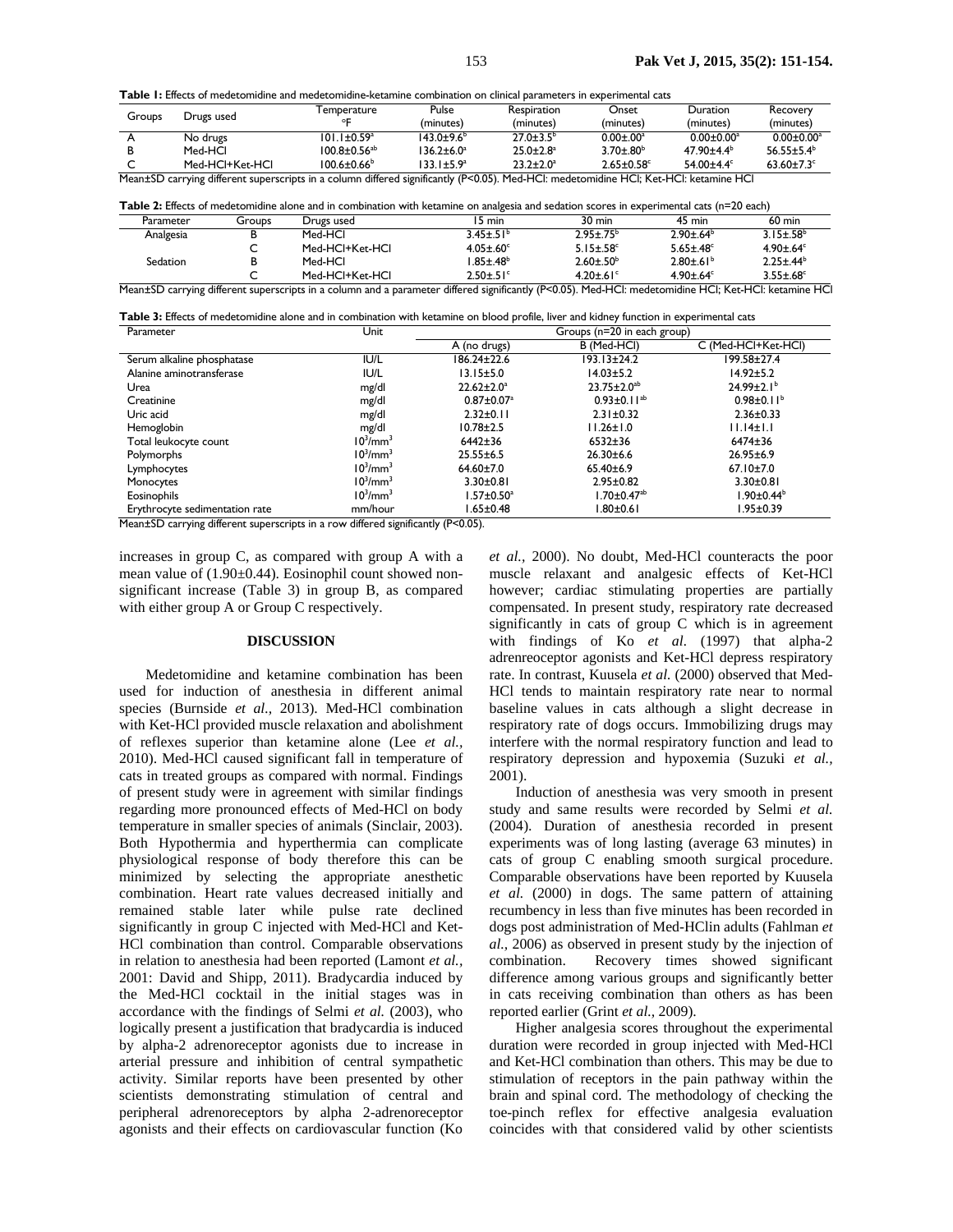**Table 1:** Effects of medetomidine and medetomidine-ketamine combination on clinical parameters in experimental cats

| Groups | Drugs used | Temperature °F | Pulse (minutes) | Respiration (minutes) | Onset (minutes) | Duration (minutes) | Recovery (minutes) |
|---|---|---|---|---|---|---|---|
| A | No drugs | 101.1±0.59[a] | 143.0±9.6[b] | 27.0±3.5[b] | 0.00±.00[a] | 0.00±0.00[a] | 0.00±0.00[a] |
| B | Med-HCl | 100.8±0.56[ab] | 136.2±6.0[a] | 25.0±2.8[a] | 3.70±.80[b] | 47.90±4.4[b] | 56.55±5.4[b] |
| C | Med-HCl+Ket-HCl | 100.6±0.66[b] | 133.1±5.9[a] | 23.2±2.0[a] | 2.65±0.58[c] | 54.00±4.4[c] | 63.60±7.3[c] |

Mean±SD carrying different superscripts in a column differed significantly (P<0.05). Med-HCl: medetomidine HCl; Ket-HCl: ketamine HCl

**Table 2:** Effects of medetomidine alone and in combination with ketamine on analgesia and sedation scores in experimental cats (n=20 each)

| Parameter | Groups | Drugs used | 15 min | 30 min | 45 min | 60 min |
|---|---|---|---|---|---|---|
| Analgesia | B | Med-HCl | 3.45±.51[b] | 2.95±.75[b] | 2.90±.64[b] | 3.15±.58[b] |
| | C | Med-HCl+Ket-HCl | 4.05±.60[c] | 5.15±.58[c] | 5.65±.48[c] | 4.90±.64[c] |
| Sedation | B | Med-HCl | 1.85±.48[b] | 2.60±.50[b] | 2.80±.61[b] | 2.25±.44[b] |
| | C | Med-HCl+Ket-HCl | 2.50±.51[c] | 4.20±.61[c] | 4.90±.64[c] | 3.55±.68[c] |

Mean±SD carrying different superscripts in a column and a parameter differed significantly (P<0.05). Med-HCl: medetomidine HCl; Ket-HCl: ketamine HCl

**Table 3:** Effects of medetomidine alone and in combination with ketamine on blood profile, liver and kidney function in experimental cats

| Parameter | Unit | Groups (n=20 in each group) | | |
|---|---|---|---|---|
| | | A (no drugs) | B (Med-HCl) | C (Med-HCl+Ket-HCl) |
| Serum alkaline phosphatase | IU/L | 186.24±22.6 | 193.13±24.2 | 199.58±27.4 |
| Alanine aminotransferase | IU/L | 13.15±5.0 | 14.03±5.2 | 14.92±5.2 |
| Urea | mg/dl | 22.62±2.0[a] | 23.75±2.0[ab] | 24.99±2.1[b] |
| Creatinine | mg/dl | 0.87±0.07[a] | 0.93±0.11[ab] | 0.98±0.11[b] |
| Uric acid | mg/dl | 2.32±0.11 | 2.31±0.32 | 2.36±0.33 |
| Hemoglobin | mg/dl | 10.78±2.5 | 11.26±1.0 | 11.14±1.1 |
| Total leukocyte count | $10^3$/mm$^3$ | 6442±36 | 6532±36 | 6474±36 |
| Polymorphs | $10^3$/mm$^3$ | 25.55±6.5 | 26.30±6.6 | 26.95±6.9 |
| Lymphocytes | $10^3$/mm$^3$ | 64.60±7.0 | 65.40±6.9 | 67.10±7.0 |
| Monocytes | $10^3$/mm$^3$ | 3.30±0.81 | 2.95±0.82 | 3.30±0.81 |
| Eosinophils | $10^3$/mm$^3$ | 1.57±0.50[a] | 1.70±0.47[ab] | 1.90±0.44[b] |
| Erythrocyte sedimentation rate | mm/hour | 1.65±0.48 | 1.80±0.61 | 1.95±0.39 |

Mean±SD carrying different superscripts in a row differed significantly (P<0.05).

increases in group C, as compared with group A with a mean value of (1.90±0.44). Eosinophil count showed non-significant increase (Table 3) in group B, as compared with either group A or Group C respectively.

## DISCUSSION

Medetomidine and ketamine combination has been used for induction of anesthesia in different animal species (Burnside *et al.,* 2013). Med-HCl combination with Ket-HCl provided muscle relaxation and abolishment of reflexes superior than ketamine alone (Lee *et al.,* 2010). Med-HCl caused significant fall in temperature of cats in treated groups as compared with normal. Findings of present study were in agreement with similar findings regarding more pronounced effects of Med-HCl on body temperature in smaller species of animals (Sinclair, 2003). Both Hypothermia and hyperthermia can complicate physiological response of body therefore this can be minimized by selecting the appropriate anesthetic combination. Heart rate values decreased initially and remained stable later while pulse rate declined significantly in group C injected with Med-HCl and Ket-HCl combination than control. Comparable observations in relation to anesthesia had been reported (Lamont *et al.,* 2001: David and Shipp, 2011). Bradycardia induced by the Med-HCl cocktail in the initial stages was in accordance with the findings of Selmi *et al.* (2003), who logically present a justification that bradycardia is induced by alpha-2 adrenoreceptor agonists due to increase in arterial pressure and inhibition of central sympathetic activity. Similar reports have been presented by other scientists demonstrating stimulation of central and peripheral adrenoreceptors by alpha 2-adrenoreceptor agonists and their effects on cardiovascular function (Ko *et al.,* 2000). No doubt, Med-HCl counteracts the poor muscle relaxant and analgesic effects of Ket-HCl however; cardiac stimulating properties are partially compensated. In present study, respiratory rate decreased significantly in cats of group C which is in agreement with findings of Ko *et al.* (1997) that alpha-2 adrenreoceptor agonists and Ket-HCl depress respiratory rate. In contrast, Kuusela *et al.* (2000) observed that Med-HCl tends to maintain respiratory rate near to normal baseline values in cats although a slight decrease in respiratory rate of dogs occurs. Immobilizing drugs may interfere with the normal respiratory function and lead to respiratory depression and hypoxemia (Suzuki *et al.,* 2001).

Induction of anesthesia was very smooth in present study and same results were recorded by Selmi *et al.* (2004). Duration of anesthesia recorded in present experiments was of long lasting (average 63 minutes) in cats of group C enabling smooth surgical procedure. Comparable observations have been reported by Kuusela *et al.* (2000) in dogs. The same pattern of attaining recumbency in less than five minutes has been recorded in dogs post administration of Med-HClin adults (Fahlman *et al.,* 2006) as observed in present study by the injection of combination. Recovery times showed significant difference among various groups and significantly better in cats receiving combination than others as has been reported earlier (Grint *et al.,* 2009).

Higher analgesia scores throughout the experimental duration were recorded in group injected with Med-HCl and Ket-HCl combination than others. This may be due to stimulation of receptors in the pain pathway within the brain and spinal cord. The methodology of checking the toe-pinch reflex for effective analgesia evaluation coincides with that considered valid by other scientists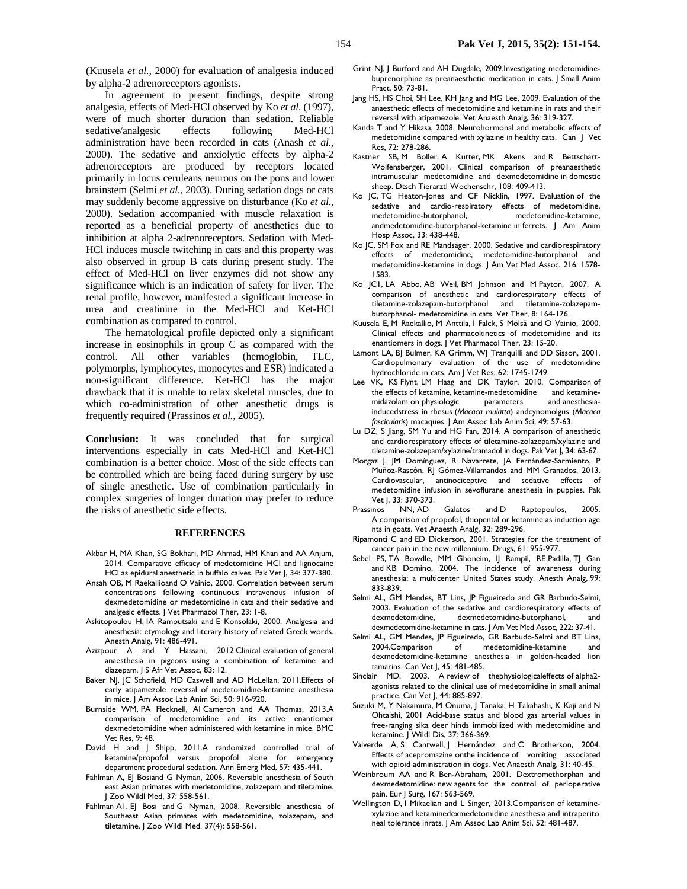(Kuusela *et al.,* 2000) for evaluation of analgesia induced by alpha-2 adrenoreceptors agonists.

In agreement to present findings, despite strong analgesia, effects of Med-HCl observed by Ko *et al.* (1997), were of much shorter duration than sedation. Reliable sedative/analgesic effects following Med-HCl administration have been recorded in cats (Anash *et al.,* 2000). The sedative and anxiolytic effects by alpha-2 adrenoreceptors are produced by receptors located primarily in locus ceruleans neurons on the pons and lower brainstem (Selmi *et al.,* 2003). During sedation dogs or cats may suddenly become aggressive on disturbance (Ko *et al.,* 2000). Sedation accompanied with muscle relaxation is reported as a beneficial property of anesthetics due to inhibition at alpha 2-adrenoreceptors. Sedation with Med-HCl induces muscle twitching in cats and this property was also observed in group B cats during present study. The effect of Med-HCl on liver enzymes did not show any significance which is an indication of safety for liver. The renal profile, however, manifested a significant increase in urea and creatinine in the Med-HCl and Ket-HCl combination as compared to control.

The hematological profile depicted only a significant increase in eosinophils in group C as compared with the control. All other variables (hemoglobin, TLC, polymorphs, lymphocytes, monocytes and ESR) indicated a non-significant difference. Ket-HCl has the major drawback that it is unable to relax skeletal muscles, due to which co-administration of other anesthetic drugs is frequently required (Prassinos *et al.,* 2005).

**Conclusion:** It was concluded that for surgical interventions especially in cats Med-HCl and Ket-HCl combination is a better choice. Most of the side effects can be controlled which are being faced during surgery by use of single anesthetic. Use of combination particularly in complex surgeries of longer duration may prefer to reduce the risks of anesthetic side effects.

## REFERENCES

Akbar H, MA Khan, SG Bokhari, MD Ahmad, HM Khan and AA Anjum, 2014. Comparative efficacy of medetomidine HCl and lignocaine HCl as epidural anesthetic in buffalo calves. Pak Vet J, 34: 377-380.

Ansah OB, M Raekallioand O Vainio, 2000. Correlation between serum concentrations following continuous intravenous infusion of dexmedetomidine or medetomidine in cats and their sedative and analgesic effects. J Vet Pharmacol Ther, 23: 1-8.

Askitopoulou H, IA Ramoutsaki and E Konsolaki, 2000. Analgesia and anesthesia: etymology and literary history of related Greek words. Anesth Analg, 91: 486-491.

Azizpour A and Y Hassani, 2012.Clinical evaluation of general anaesthesia in pigeons using a combination of ketamine and diazepam. J S Afr Vet Assoc, 83: 12.

Baker NJ, JC Schofield, MD Caswell and AD McLellan, 2011.Effects of early atipamezole reversal of medetomidine-ketamine anesthesia in mice. J Am Assoc Lab Anim Sci, 50: 916-920.

Burnside WM, PA Flecknell, AI Cameron and AA Thomas, 2013.A comparison of medetomidine and its active enantiomer dexmedetomidine when administered with ketamine in mice. BMC Vet Res, 9: 48.

David H and J Shipp, 2011.A randomized controlled trial of ketamine/propofol versus propofol alone for emergency department procedural sedation. Ann Emerg Med, 57: 435-441.

Fahlman A, EJ Bosiand G Nyman, 2006. Reversible anesthesia of South east Asian primates with medetomidine, zolazepam and tiletamine. J Zoo Wildl Med, 37: 558-561.

Fahlman A1, EJ Bosi and G Nyman, 2008. Reversible anesthesia of Southeast Asian primates with medetomidine, zolazepam, and tiletamine. J Zoo Wildl Med. 37(4): 558-561.

Grint NJ, J Burford and AH Dugdale, 2009.Investigating medetomidine-buprenorphine as preanaesthetic medication in cats. J Small Anim Pract, 50: 73-81.

Jang HS, HS Choi, SH Lee, KH Jang and MG Lee, 2009. Evaluation of the anaesthetic effects of medetomidine and ketamine in rats and their reversal with atipamezole. Vet Anaesth Analg, 36: 319-327.

Kanda T and Y Hikasa, 2008. Neurohormonal and metabolic effects of medetomidine compared with xylazine in healthy cats. Can J Vet Res, 72: 278-286.

Kastner SB, M Boller, A Kutter, MK Akens and R Bettschart-Wolfensberger, 2001. Clinical comparison of preanaesthetic intramuscular medetomidine and dexmedetomidine in domestic sheep. Dtsch Tierarztl Wochenschr, 108: 409-413.

Ko JC, TG Heaton-Jones and CF Nicklin, 1997. Evaluation of the sedative and cardio-respiratory effects of medetomidine, medetomidine-butorphanol, medetomidine-ketamine, andmedetomidine-butorphanol-ketamine in ferrets. J Am Anim Hosp Assoc, 33: 438-448.

Ko JC, SM Fox and RE Mandsager, 2000. Sedative and cardiorespiratory effects of medetomidine, medetomidine-butorphanol and medetomidine-ketamine in dogs. J Am Vet Med Assoc, 216: 1578-1583.

Ko JC1, LA Abbo, AB Weil, BM Johnson and M Payton, 2007. A comparison of anesthetic and cardiorespiratory effects of tiletamine-zolazepam-butorphanol and tiletamine-zolazepam-butorphanol- medetomidine in cats. Vet Ther, 8: 164-176.

Kuusela E, M Raekallio, M Anttila, I Falck, S Mölsä and O Vainio, 2000. Clinical effects and pharmacokinetics of medetomidine and its enantiomers in dogs. J Vet Pharmacol Ther, 23: 15-20.

Lamont LA, BJ Bulmer, KA Grimm, WJ Tranquilli and DD Sisson, 2001. Cardiopulmonary evaluation of the use of medetomidine hydrochloride in cats. Am J Vet Res, 62: 1745-1749.

Lee VK, KS Flynt, LM Haag and DK Taylor, 2010. Comparison of the effects of ketamine, ketamine-medetomidine and ketamine-midazolam on physiologic parameters and anesthesia-inducedstress in rhesus (*Macaca mulatta*) andcynomolgus (*Macaca fascicularis*) macaques. J Am Assoc Lab Anim Sci, 49: 57-63.

Lu DZ, S Jiang, SM Yu and HG Fan, 2014. A comparison of anesthetic and cardiorespiratory effects of tiletamine-zolazepam/xylazine and tiletamine-zolazepam/xylazine/tramadol in dogs. Pak Vet J, 34: 63-67.

Morgaz J, JM Domínguez, R Navarrete, JA Fernández-Sarmiento, P Muñoz-Rascón, RJ Gómez-Villamandos and MM Granados, 2013. Cardiovascular, antinociceptive and sedative effects of medetomidine infusion in sevoflurane anesthesia in puppies. Pak Vet J, 33: 370-373.

Prassinos NN, AD Galatos and D Raptopoulos, 2005. A comparison of propofol, thiopental or ketamine as induction age nts in goats. Vet Anaesth Analg, 32: 289-296.

Ripamonti C and ED Dickerson, 2001. Strategies for the treatment of cancer pain in the new millennium. Drugs, 61: 955-977.

Sebel PS, TA Bowdle, MM Ghoneim, IJ Rampil, RE Padilla, TJ Gan and KB Domino, 2004. The incidence of awareness during anesthesia: a multicenter United States study. Anesth Analg, 99: 833-839.

Selmi AL, GM Mendes, BT Lins, JP Figueiredo and GR Barbudo-Selmi, 2003. Evaluation of the sedative and cardiorespiratory effects of dexmedetomidine, dexmedetomidine-butorphanol, and dexmedetomidine-ketamine in cats. J Am Vet Med Assoc, 222: 37-41.

Selmi AL, GM Mendes, JP Figueiredo, GR Barbudo-Selmi and BT Lins, 2004.Comparison of medetomidine-ketamine and dexmedetomidine-ketamine anesthesia in golden-headed lion tamarins. Can Vet J, 45: 481-485.

Sinclair MD, 2003. A review of thephysiologicaleffects of alpha2-agonists related to the clinical use of medetomidine in small animal practice. Can Vet J, 44: 885-897.

Suzuki M, Y Nakamura, M Onuma, J Tanaka, H Takahashi, K Kaji and N Ohtaishi, 2001 Acid-base status and blood gas arterial values in free-ranging sika deer hinds immobilized with medetomidine and ketamine. J Wildl Dis, 37: 366-369.

Valverde A, S Cantwell, J Hernández and C Brotherson, 2004. Effects of acepromazine onthe incidence of vomiting associated with opioid administration in dogs. Vet Anaesth Analg, 31: 40-45.

Weinbroum AA and R Ben-Abraham, 2001. Dextromethorphan and dexmedetomidine: new agents for the control of perioperative pain. Eur J Surg, 167: 563-569.

Wellington D, I Mikaelian and L Singer, 2013.Comparison of ketamine-xylazine and ketaminedexmedetomidine anesthesia and intraperito neal tolerance inrats. J Am Assoc Lab Anim Sci, 52: 481-487.